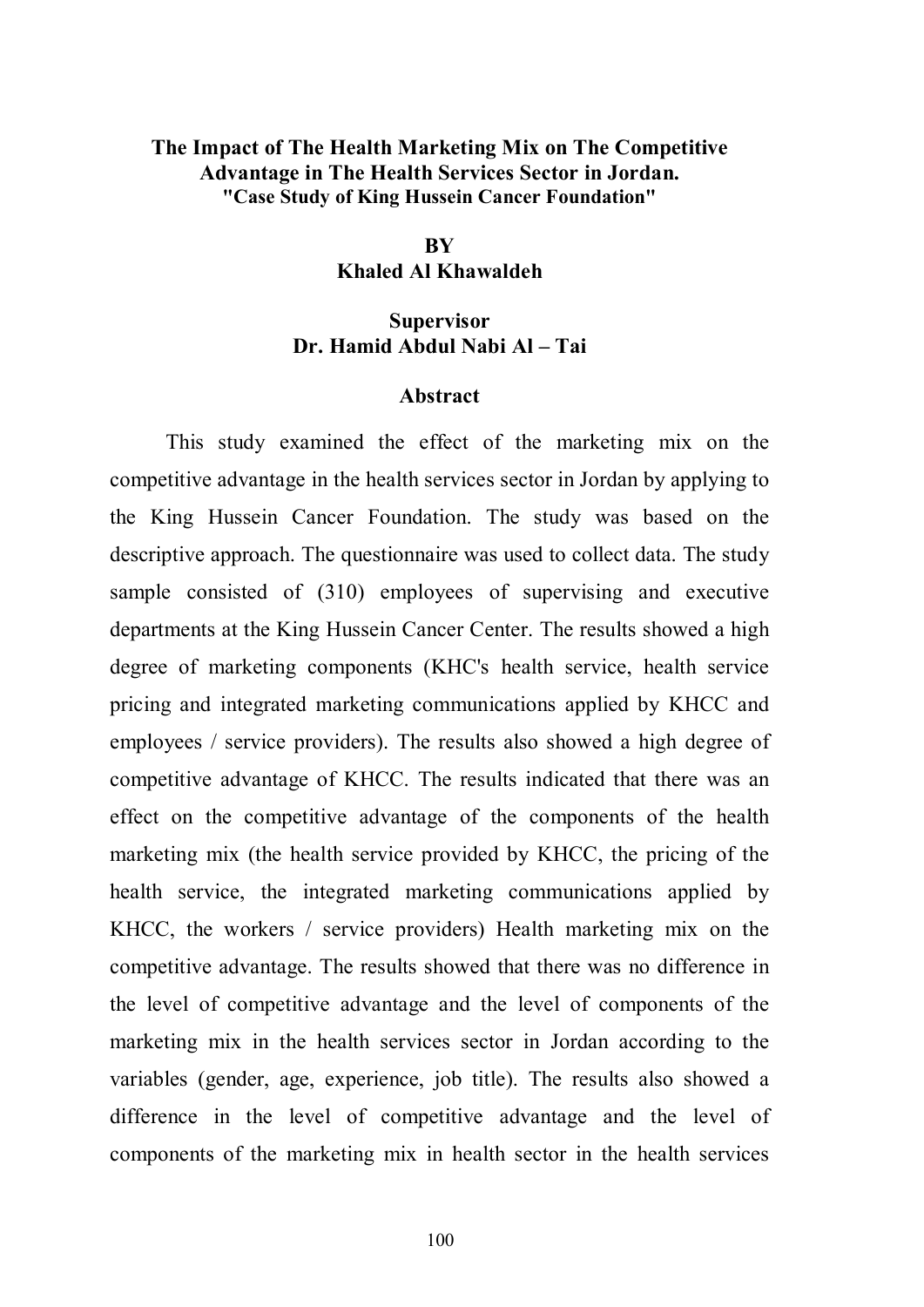**The Impact of The Health Marketing Mix on The Competitive Advantage in The Health Services Sector in Jordan.**
**"Case Study of King Hussein Cancer Foundation"**

**BY**
**Khaled Al Khawaldeh**

**Supervisor**
**Dr. Hamid Abdul Nabi Al – Tai**

## Abstract

This study examined the effect of the marketing mix on the competitive advantage in the health services sector in Jordan by applying to the King Hussein Cancer Foundation. The study was based on the descriptive approach. The questionnaire was used to collect data. The study sample consisted of (310) employees of supervising and executive departments at the King Hussein Cancer Center. The results showed a high degree of marketing components (KHC's health service, health service pricing and integrated marketing communications applied by KHCC and employees / service providers). The results also showed a high degree of competitive advantage of KHCC. The results indicated that there was an effect on the competitive advantage of the components of the health marketing mix (the health service provided by KHCC, the pricing of the health service, the integrated marketing communications applied by KHCC, the workers / service providers) Health marketing mix on the competitive advantage. The results showed that there was no difference in the level of competitive advantage and the level of components of the marketing mix in the health services sector in Jordan according to the variables (gender, age, experience, job title). The results also showed a difference in the level of competitive advantage and the level of components of the marketing mix in health sector in the health services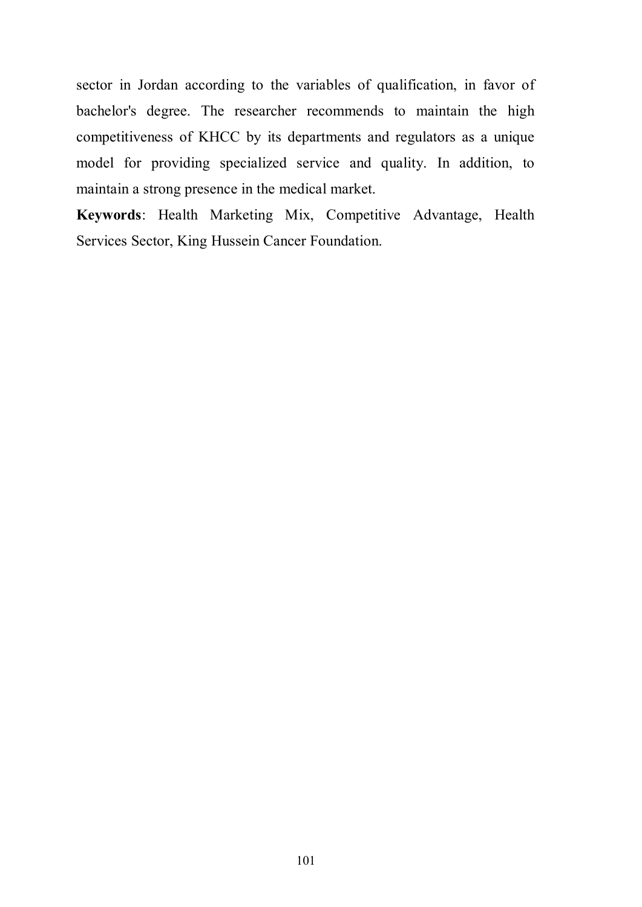sector in Jordan according to the variables of qualification, in favor of bachelor's degree. The researcher recommends to maintain the high competitiveness of KHCC by its departments and regulators as a unique model for providing specialized service and quality. In addition, to maintain a strong presence in the medical market.

**Keywords**: Health Marketing Mix, Competitive Advantage, Health Services Sector, King Hussein Cancer Foundation.